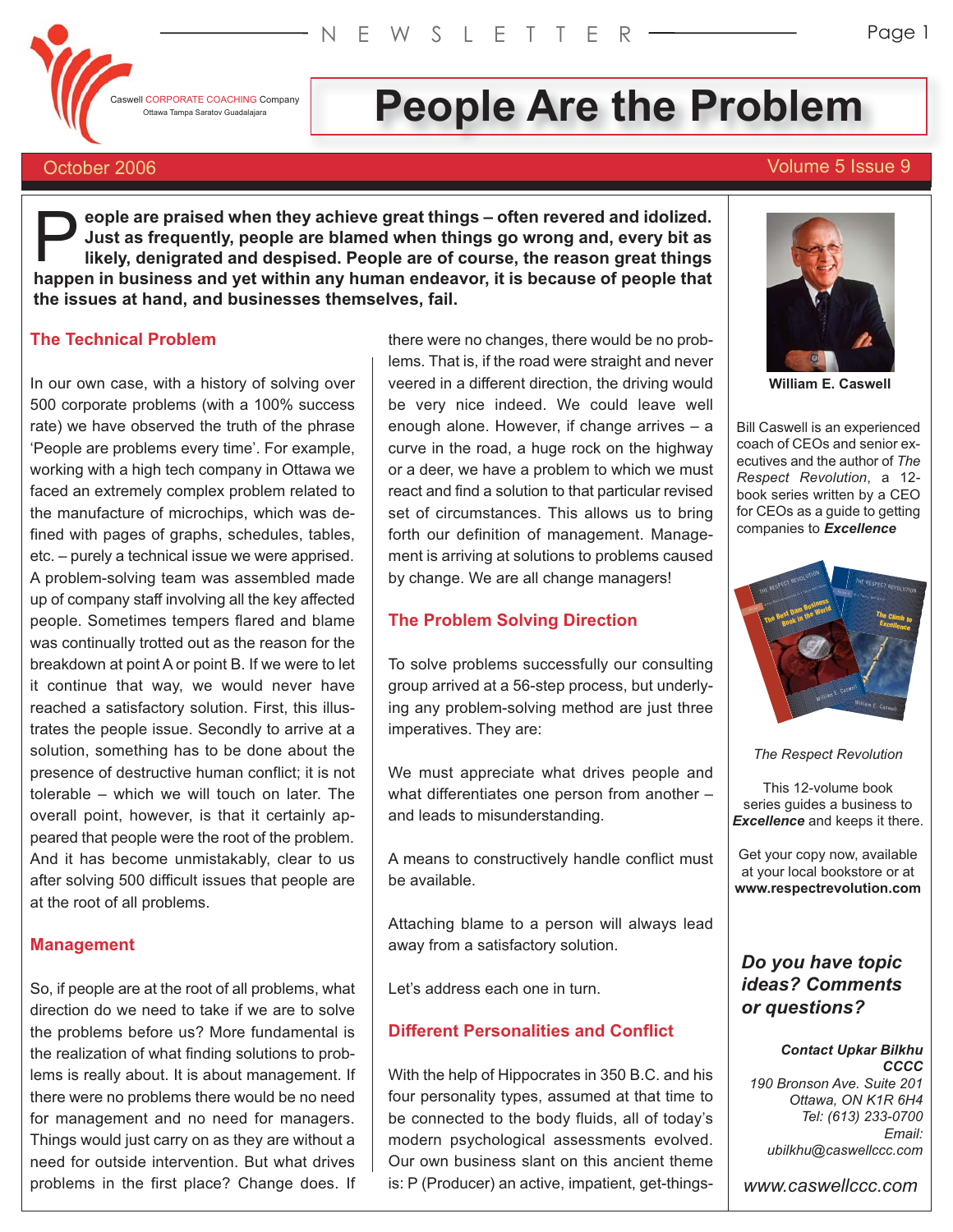Caswell CORPORATE COACHING Company
Ottawa Tampa Saratov Guadalajara

NEWSLETTER

# People Are the Problem

October 2006

Volume 5 Issue 9

**People are praised when they achieve great things – often revered and idolized. Just as frequently, people are blamed when things go wrong and, every bit as likely, denigrated and despised. People are of course, the reason great things happen in business and yet within any human endeavor, it is because of people that the issues at hand, and businesses themselves, fail.**

## The Technical Problem

In our own case, with a history of solving over 500 corporate problems (with a 100% success rate) we have observed the truth of the phrase 'People are problems every time'. For example, working with a high tech company in Ottawa we faced an extremely complex problem related to the manufacture of microchips, which was defined with pages of graphs, schedules, tables, etc. – purely a technical issue we were apprised. A problem-solving team was assembled made up of company staff involving all the key affected people. Sometimes tempers flared and blame was continually trotted out as the reason for the breakdown at point A or point B. If we were to let it continue that way, we would never have reached a satisfactory solution. First, this illustrates the people issue. Secondly to arrive at a solution, something has to be done about the presence of destructive human conflict; it is not tolerable – which we will touch on later. The overall point, however, is that it certainly appeared that people were the root of the problem. And it has become unmistakably, clear to us after solving 500 difficult issues that people are at the root of all problems.

## Management

So, if people are at the root of all problems, what direction do we need to take if we are to solve the problems before us? More fundamental is the realization of what finding solutions to problems is really about. It is about management. If there were no problems there would be no need for management and no need for managers. Things would just carry on as they are without a need for outside intervention. But what drives problems in the first place? Change does. If there were no changes, there would be no problems. That is, if the road were straight and never veered in a different direction, the driving would be very nice indeed. We could leave well enough alone. However, if change arrives – a curve in the road, a huge rock on the highway or a deer, we have a problem to which we must react and find a solution to that particular revised set of circumstances. This allows us to bring forth our definition of management. Management is arriving at solutions to problems caused by change. We are all change managers!

## The Problem Solving Direction

To solve problems successfully our consulting group arrived at a 56-step process, but underlying any problem-solving method are just three imperatives. They are:

We must appreciate what drives people and what differentiates one person from another – and leads to misunderstanding.

A means to constructively handle conflict must be available.

Attaching blame to a person will always lead away from a satisfactory solution.

Let's address each one in turn.

## Different Personalities and Conflict

With the help of Hippocrates in 350 B.C. and his four personality types, assumed at that time to be connected to the body fluids, all of today's modern psychological assessments evolved. Our own business slant on this ancient theme is: P (Producer) an active, impatient, get-things-

**William E. Caswell**

Bill Caswell is an experienced coach of CEOs and senior executives and the author of *The Respect Revolution*, a 12-book series written by a CEO for CEOs as a guide to getting companies to ***Excellence***

*The Respect Revolution*

This 12-volume book series guides a business to ***Excellence*** and keeps it there.

Get your copy now, available at your local bookstore or at **www.respectrevolution.com**

***Do you have topic ideas? Comments or questions?***

***Contact Upkar Bilkhu CCCC***
*190 Bronson Ave. Suite 201*
*Ottawa, ON K1R 6H4*
*Tel: (613) 233-0700*
*Email: ubilkhu@caswellccc.com*

*www.caswellccc.com*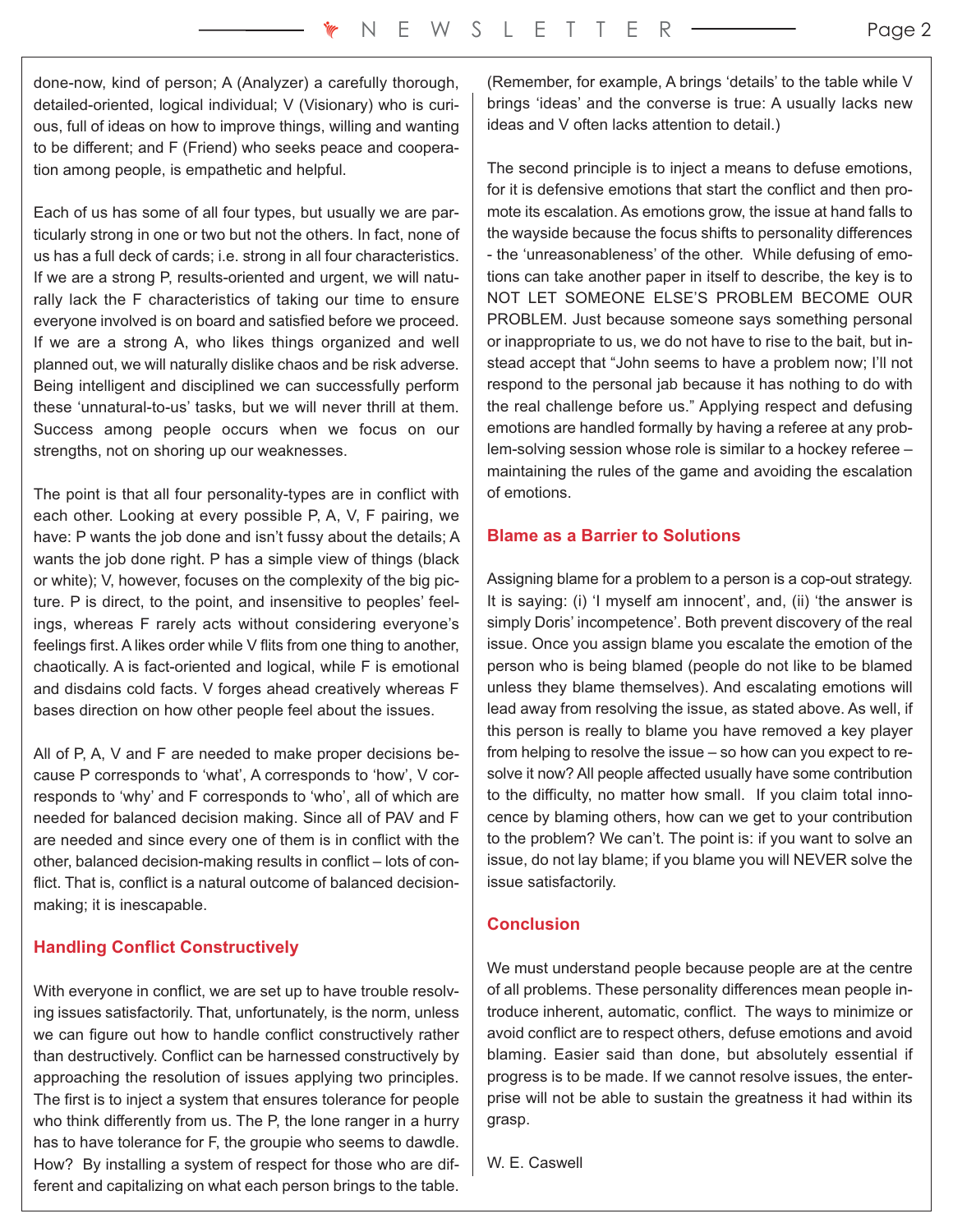done-now, kind of person; A (Analyzer) a carefully thorough, detailed-oriented, logical individual; V (Visionary) who is curious, full of ideas on how to improve things, willing and wanting to be different; and F (Friend) who seeks peace and cooperation among people, is empathetic and helpful.

Each of us has some of all four types, but usually we are particularly strong in one or two but not the others. In fact, none of us has a full deck of cards; i.e. strong in all four characteristics. If we are a strong P, results-oriented and urgent, we will naturally lack the F characteristics of taking our time to ensure everyone involved is on board and satisfied before we proceed. If we are a strong A, who likes things organized and well planned out, we will naturally dislike chaos and be risk adverse. Being intelligent and disciplined we can successfully perform these 'unnatural-to-us' tasks, but we will never thrill at them. Success among people occurs when we focus on our strengths, not on shoring up our weaknesses.

The point is that all four personality-types are in conflict with each other. Looking at every possible P, A, V, F pairing, we have: P wants the job done and isn't fussy about the details; A wants the job done right. P has a simple view of things (black or white); V, however, focuses on the complexity of the big picture. P is direct, to the point, and insensitive to peoples' feelings, whereas F rarely acts without considering everyone's feelings first. A likes order while V flits from one thing to another, chaotically. A is fact-oriented and logical, while F is emotional and disdains cold facts. V forges ahead creatively whereas F bases direction on how other people feel about the issues.

All of P, A, V and F are needed to make proper decisions because P corresponds to 'what', A corresponds to 'how', V corresponds to 'why' and F corresponds to 'who', all of which are needed for balanced decision making. Since all of PAV and F are needed and since every one of them is in conflict with the other, balanced decision-making results in conflict – lots of conflict. That is, conflict is a natural outcome of balanced decision-making; it is inescapable.

## Handling Conflict Constructively

With everyone in conflict, we are set up to have trouble resolving issues satisfactorily. That, unfortunately, is the norm, unless we can figure out how to handle conflict constructively rather than destructively. Conflict can be harnessed constructively by approaching the resolution of issues applying two principles. The first is to inject a system that ensures tolerance for people who think differently from us. The P, the lone ranger in a hurry has to have tolerance for F, the groupie who seems to dawdle. How? By installing a system of respect for those who are different and capitalizing on what each person brings to the table. (Remember, for example, A brings 'details' to the table while V brings 'ideas' and the converse is true: A usually lacks new ideas and V often lacks attention to detail.)

The second principle is to inject a means to defuse emotions, for it is defensive emotions that start the conflict and then promote its escalation. As emotions grow, the issue at hand falls to the wayside because the focus shifts to personality differences - the 'unreasonableness' of the other. While defusing of emotions can take another paper in itself to describe, the key is to NOT LET SOMEONE ELSE'S PROBLEM BECOME OUR PROBLEM. Just because someone says something personal or inappropriate to us, we do not have to rise to the bait, but instead accept that "John seems to have a problem now; I'll not respond to the personal jab because it has nothing to do with the real challenge before us." Applying respect and defusing emotions are handled formally by having a referee at any problem-solving session whose role is similar to a hockey referee – maintaining the rules of the game and avoiding the escalation of emotions.

## Blame as a Barrier to Solutions

Assigning blame for a problem to a person is a cop-out strategy. It is saying: (i) 'I myself am innocent', and, (ii) 'the answer is simply Doris' incompetence'. Both prevent discovery of the real issue. Once you assign blame you escalate the emotion of the person who is being blamed (people do not like to be blamed unless they blame themselves). And escalating emotions will lead away from resolving the issue, as stated above. As well, if this person is really to blame you have removed a key player from helping to resolve the issue – so how can you expect to resolve it now? All people affected usually have some contribution to the difficulty, no matter how small. If you claim total innocence by blaming others, how can we get to your contribution to the problem? We can't. The point is: if you want to solve an issue, do not lay blame; if you blame you will NEVER solve the issue satisfactorily.

## Conclusion

We must understand people because people are at the centre of all problems. These personality differences mean people introduce inherent, automatic, conflict. The ways to minimize or avoid conflict are to respect others, defuse emotions and avoid blaming. Easier said than done, but absolutely essential if progress is to be made. If we cannot resolve issues, the enterprise will not be able to sustain the greatness it had within its grasp.

W. E. Caswell